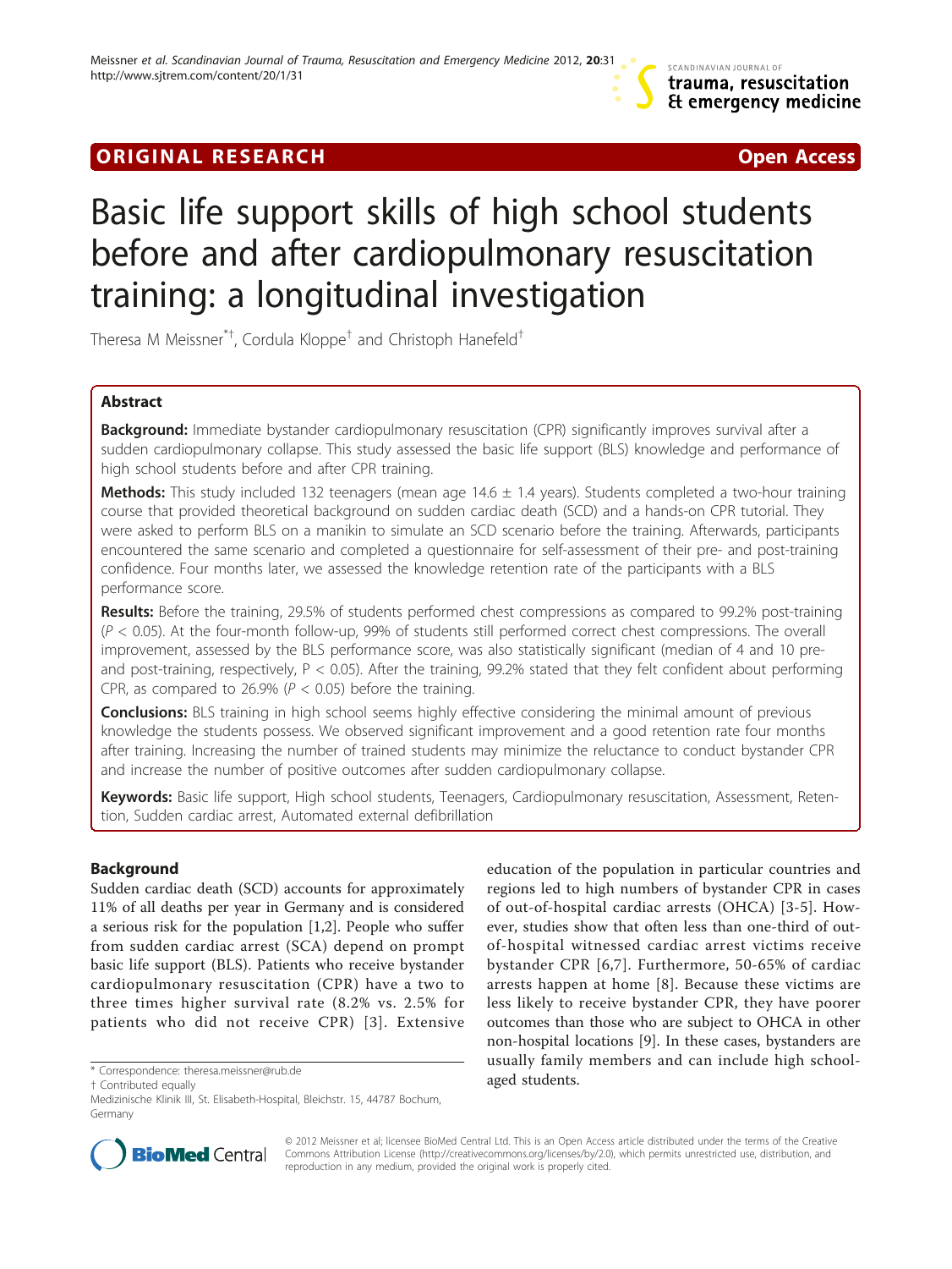ORIGINAL RESEARCH Open Access

# Basic life support skills of high school students before and after cardiopulmonary resuscitation training: a longitudinal investigation

Theresa M Meissner[*†], Cordula Kloppe[†] and Christoph Hanefeld[†]

## Abstract

**Background:** Immediate bystander cardiopulmonary resuscitation (CPR) significantly improves survival after a sudden cardiopulmonary collapse. This study assessed the basic life support (BLS) knowledge and performance of high school students before and after CPR training.

**Methods:** This study included 132 teenagers (mean age 14.6 ± 1.4 years). Students completed a two-hour training course that provided theoretical background on sudden cardiac death (SCD) and a hands-on CPR tutorial. They were asked to perform BLS on a manikin to simulate an SCD scenario before the training. Afterwards, participants encountered the same scenario and completed a questionnaire for self-assessment of their pre- and post-training confidence. Four months later, we assessed the knowledge retention rate of the participants with a BLS performance score.

**Results:** Before the training, 29.5% of students performed chest compressions as compared to 99.2% post-training ($P < 0.05$). At the four-month follow-up, 99% of students still performed correct chest compressions. The overall improvement, assessed by the BLS performance score, was also statistically significant (median of 4 and 10 pre- and post-training, respectively, $P < 0.05$). After the training, 99.2% stated that they felt confident about performing CPR, as compared to 26.9% ($P < 0.05$) before the training.

**Conclusions:** BLS training in high school seems highly effective considering the minimal amount of previous knowledge the students possess. We observed significant improvement and a good retention rate four months after training. Increasing the number of trained students may minimize the reluctance to conduct bystander CPR and increase the number of positive outcomes after sudden cardiopulmonary collapse.

**Keywords:** Basic life support, High school students, Teenagers, Cardiopulmonary resuscitation, Assessment, Retention, Sudden cardiac arrest, Automated external defibrillation

## Background

Sudden cardiac death (SCD) accounts for approximately 11% of all deaths per year in Germany and is considered a serious risk for the population [1,2]. People who suffer from sudden cardiac arrest (SCA) depend on prompt basic life support (BLS). Patients who receive bystander cardiopulmonary resuscitation (CPR) have a two to three times higher survival rate (8.2% vs. 2.5% for patients who did not receive CPR) [3]. Extensive education of the population in particular countries and regions led to high numbers of bystander CPR in cases of out-of-hospital cardiac arrests (OHCA) [3-5]. However, studies show that often less than one-third of out-of-hospital witnessed cardiac arrest victims receive bystander CPR [6,7]. Furthermore, 50-65% of cardiac arrests happen at home [8]. Because these victims are less likely to receive bystander CPR, they have poorer outcomes than those who are subject to OHCA in other non-hospital locations [9]. In these cases, bystanders are usually family members and can include high school-aged students.

* Correspondence: theresa.meissner@rub.de
† Contributed equally
Medizinische Klinik III, St. Elisabeth-Hospital, Bleichstr. 15, 44787 Bochum, Germany

© 2012 Meissner et al; licensee BioMed Central Ltd. This is an Open Access article distributed under the terms of the Creative Commons Attribution License (http://creativecommons.org/licenses/by/2.0), which permits unrestricted use, distribution, and reproduction in any medium, provided the original work is properly cited.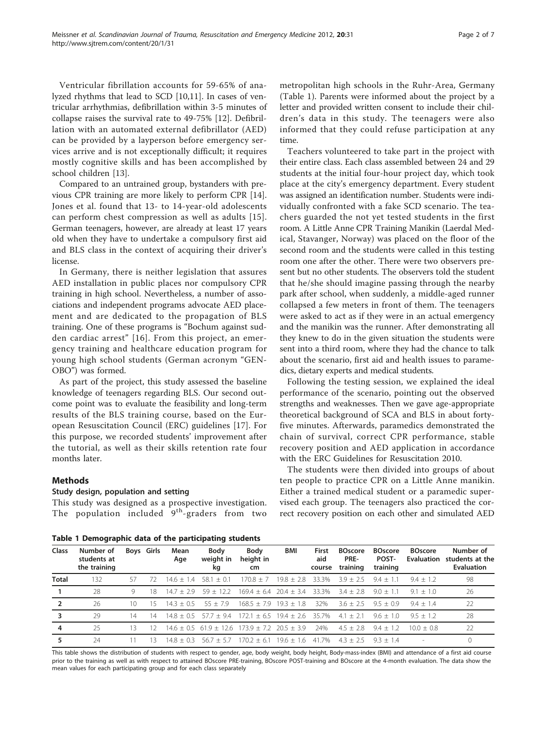Ventricular fibrillation accounts for 59-65% of analyzed rhythms that lead to SCD [10,11]. In cases of ventricular arrhythmias, defibrillation within 3-5 minutes of collapse raises the survival rate to 49-75% [12]. Defibrillation with an automated external defibrillator (AED) can be provided by a layperson before emergency services arrive and is not exceptionally difficult; it requires mostly cognitive skills and has been accomplished by school children [13].

Compared to an untrained group, bystanders with previous CPR training are more likely to perform CPR [14]. Jones et al. found that 13- to 14-year-old adolescents can perform chest compression as well as adults [15]. German teenagers, however, are already at least 17 years old when they have to undertake a compulsory first aid and BLS class in the context of acquiring their driver's license.

In Germany, there is neither legislation that assures AED installation in public places nor compulsory CPR training in high school. Nevertheless, a number of associations and independent programs advocate AED placement and are dedicated to the propagation of BLS training. One of these programs is "Bochum against sudden cardiac arrest" [16]. From this project, an emergency training and healthcare education program for young high school students (German acronym "GEN-OBO") was formed.

As part of the project, this study assessed the baseline knowledge of teenagers regarding BLS. Our second outcome point was to evaluate the feasibility and long-term results of the BLS training course, based on the European Resuscitation Council (ERC) guidelines [17]. For this purpose, we recorded students' improvement after the tutorial, as well as their skills retention rate four months later.

## Methods

### Study design, population and setting

This study was designed as a prospective investigation. The population included 9[th]-graders from two metropolitan high schools in the Ruhr-Area, Germany (Table 1). Parents were informed about the project by a letter and provided written consent to include their children's data in this study. The teenagers were also informed that they could refuse participation at any time.

Teachers volunteered to take part in the project with their entire class. Each class assembled between 24 and 29 students at the initial four-hour project day, which took place at the city's emergency department. Every student was assigned an identification number. Students were individually confronted with a fake SCD scenario. The teachers guarded the not yet tested students in the first room. A Little Anne CPR Training Manikin (Laerdal Medical, Stavanger, Norway) was placed on the floor of the second room and the students were called in this testing room one after the other. There were two observers present but no other students. The observers told the student that he/she should imagine passing through the nearby park after school, when suddenly, a middle-aged runner collapsed a few meters in front of them. The teenagers were asked to act as if they were in an actual emergency and the manikin was the runner. After demonstrating all they knew to do in the given situation the students were sent into a third room, where they had the chance to talk about the scenario, first aid and health issues to paramedics, dietary experts and medical students.

Following the testing session, we explained the ideal performance of the scenario, pointing out the observed strengths and weaknesses. Then we gave age-appropriate theoretical background of SCA and BLS in about forty-five minutes. Afterwards, paramedics demonstrated the chain of survival, correct CPR performance, stable recovery position and AED application in accordance with the ERC Guidelines for Resuscitation 2010.

The students were then divided into groups of about ten people to practice CPR on a Little Anne manikin. Either a trained medical student or a paramedic supervised each group. The teenagers also practiced the correct recovery position on each other and simulated AED

**Table 1 Demographic data of the participating students**

| Class | Number of students at the training | Boys | Girls | Mean Age | Body weight in kg | Body height in cm | BMI | First aid course | BOscore PRE-training | BOscore POST-training | BOscore Evaluation | Number of students at the Evaluation |
|---|---|---|---|---|---|---|---|---|---|---|---|---|
| **Total** | 132 | 57 | 72 | 14.6 ± 1.4 | 58.1 ± 0.1 | 170.8 ± 7 | 19.8 ± 2.8 | 33.3% | 3.9 ± 2.5 | 9.4 ± 1.1 | 9.4 ± 1.2 | 98 |
| **1** | 28 | 9 | 18 | 14.7 ± 2.9 | 59 ± 12.2 | 169.4 ± 6.4 | 20.4 ± 3.4 | 33.3% | 3.4 ± 2.8 | 9.0 ± 1.1 | 9.1 ± 1.0 | 26 |
| **2** | 26 | 10 | 15 | 14.3 ± 0.5 | 55 ± 7.9 | 168.5 ± 7.9 | 19.3 ± 1.8 | 32% | 3.6 ± 2.5 | 9.5 ± 0.9 | 9.4 ± 1.4 | 22 |
| **3** | 29 | 14 | 14 | 14.8 ± 0.5 | 57.7 ± 9.4 | 172.1 ± 6.5 | 19.4 ± 2.6 | 35.7% | 4.1 ± 2.1 | 9.6 ± 1.0 | 9.5 ± 1.2 | 28 |
| **4** | 25 | 13 | 12 | 14.6 ± 0.5 | 61.9 ± 12.6 | 173.9 ± 7.2 | 20.5 ± 3.9 | 24% | 4.5 ± 2.8 | 9.4 ± 1.2 | 10.0 ± 0.8 | 22 |
| **5** | 24 | 11 | 13 | 14.8 ± 0.3 | 56.7 ± 5.7 | 170.2 ± 6.1 | 19.6 ± 1.6 | 41.7% | 4.3 ± 2.5 | 9.3 ± 1.4 | - | 0 |

This table shows the distribution of students with respect to gender, age, body weight, body height, Body-mass-index (BMI) and attendance of a first aid course prior to the training as well as with respect to attained BOscore PRE-training, BOscore POST-training and BOscore at the 4-month evaluation. The data show the mean values for each participating group and for each class separately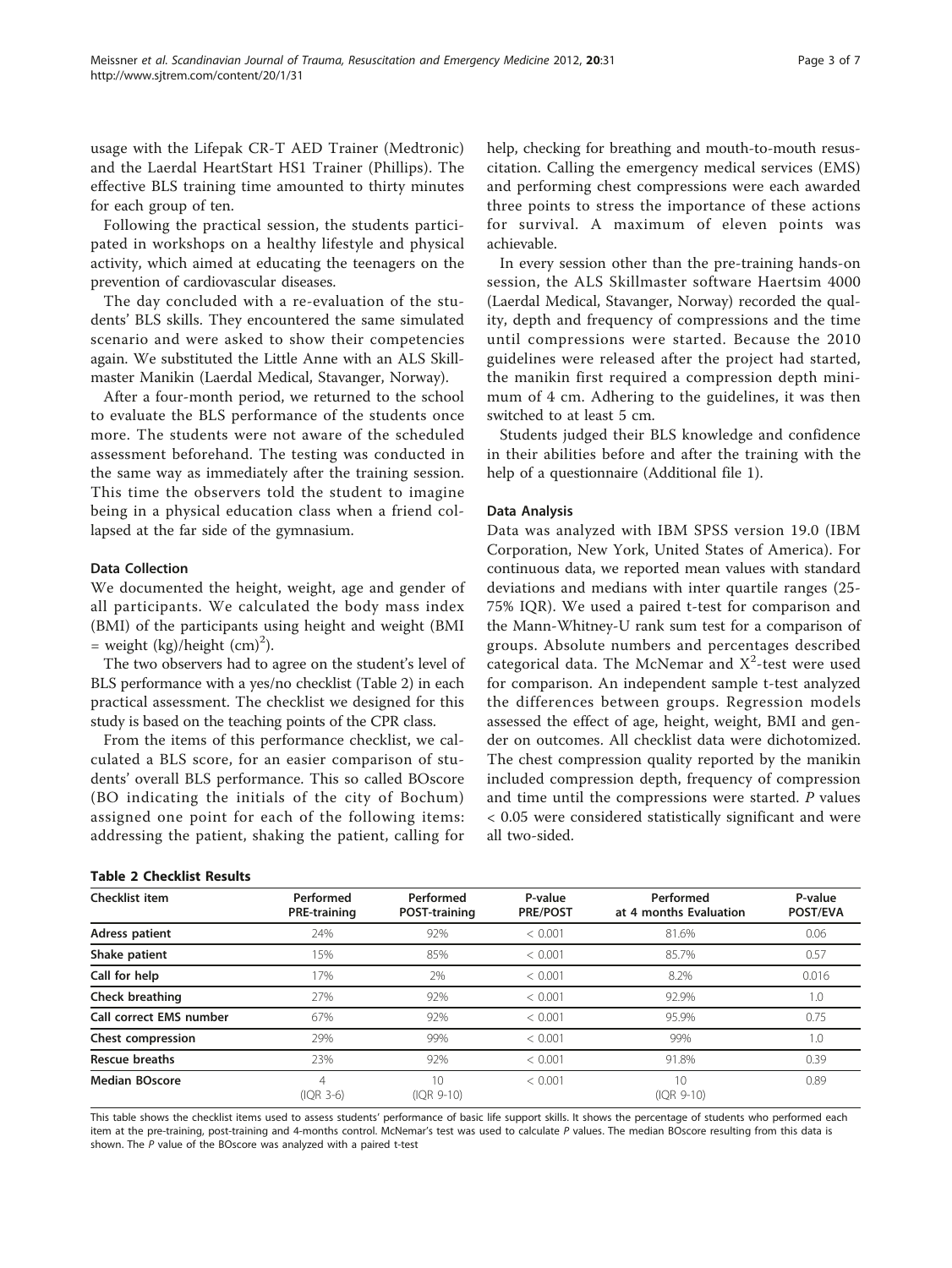usage with the Lifepak CR-T AED Trainer (Medtronic) and the Laerdal HeartStart HS1 Trainer (Phillips). The effective BLS training time amounted to thirty minutes for each group of ten.

Following the practical session, the students participated in workshops on a healthy lifestyle and physical activity, which aimed at educating the teenagers on the prevention of cardiovascular diseases.

The day concluded with a re-evaluation of the students' BLS skills. They encountered the same simulated scenario and were asked to show their competencies again. We substituted the Little Anne with an ALS Skillmaster Manikin (Laerdal Medical, Stavanger, Norway).

After a four-month period, we returned to the school to evaluate the BLS performance of the students once more. The students were not aware of the scheduled assessment beforehand. The testing was conducted in the same way as immediately after the training session. This time the observers told the student to imagine being in a physical education class when a friend collapsed at the far side of the gymnasium.

### Data Collection

We documented the height, weight, age and gender of all participants. We calculated the body mass index (BMI) of the participants using height and weight (BMI = weight (kg)/height $(cm)^2$).

The two observers had to agree on the student's level of BLS performance with a yes/no checklist (Table 2) in each practical assessment. The checklist we designed for this study is based on the teaching points of the CPR class.

From the items of this performance checklist, we calculated a BLS score, for an easier comparison of students' overall BLS performance. This so called BOscore (BO indicating the initials of the city of Bochum) assigned one point for each of the following items: addressing the patient, shaking the patient, calling for help, checking for breathing and mouth-to-mouth resuscitation. Calling the emergency medical services (EMS) and performing chest compressions were each awarded three points to stress the importance of these actions for survival. A maximum of eleven points was achievable.

In every session other than the pre-training hands-on session, the ALS Skillmaster software Haertsim 4000 (Laerdal Medical, Stavanger, Norway) recorded the quality, depth and frequency of compressions and the time until compressions were started. Because the 2010 guidelines were released after the project had started, the manikin first required a compression depth minimum of 4 cm. Adhering to the guidelines, it was then switched to at least 5 cm.

Students judged their BLS knowledge and confidence in their abilities before and after the training with the help of a questionnaire (Additional file 1).

### Data Analysis

Data was analyzed with IBM SPSS version 19.0 (IBM Corporation, New York, United States of America). For continuous data, we reported mean values with standard deviations and medians with inter quartile ranges (25-75% IQR). We used a paired t-test for comparison and the Mann-Whitney-U rank sum test for a comparison of groups. Absolute numbers and percentages described categorical data. The McNemar and $X^2$-test were used for comparison. An independent sample t-test analyzed the differences between groups. Regression models assessed the effect of age, height, weight, BMI and gender on outcomes. All checklist data were dichotomized. The chest compression quality reported by the manikin included compression depth, frequency of compression and time until the compressions were started. *P* values < 0.05 were considered statistically significant and were all two-sided.

**Table 2 Checklist Results**

| Checklist item | Performed PRE-training | Performed POST-training | P-value PRE/POST | Performed at 4 months Evaluation | P-value POST/EVA |
|---|---|---|---|---|---|
| **Adress patient** | 24% | 92% | < 0.001 | 81.6% | 0.06 |
| **Shake patient** | 15% | 85% | < 0.001 | 85.7% | 0.57 |
| **Call for help** | 17% | 2% | < 0.001 | 8.2% | 0.016 |
| **Check breathing** | 27% | 92% | < 0.001 | 92.9% | 1.0 |
| **Call correct EMS number** | 67% | 92% | < 0.001 | 95.9% | 0.75 |
| **Chest compression** | 29% | 99% | < 0.001 | 99% | 1.0 |
| **Rescue breaths** | 23% | 92% | < 0.001 | 91.8% | 0.39 |
| **Median BOscore** | 4 (IQR 3-6) | 10 (IQR 9-10) | < 0.001 | 10 (IQR 9-10) | 0.89 |

This table shows the checklist items used to assess students' performance of basic life support skills. It shows the percentage of students who performed each item at the pre-training, post-training and 4-months control. McNemar's test was used to calculate *P* values. The median BOscore resulting from this data is shown. The *P* value of the BOscore was analyzed with a paired t-test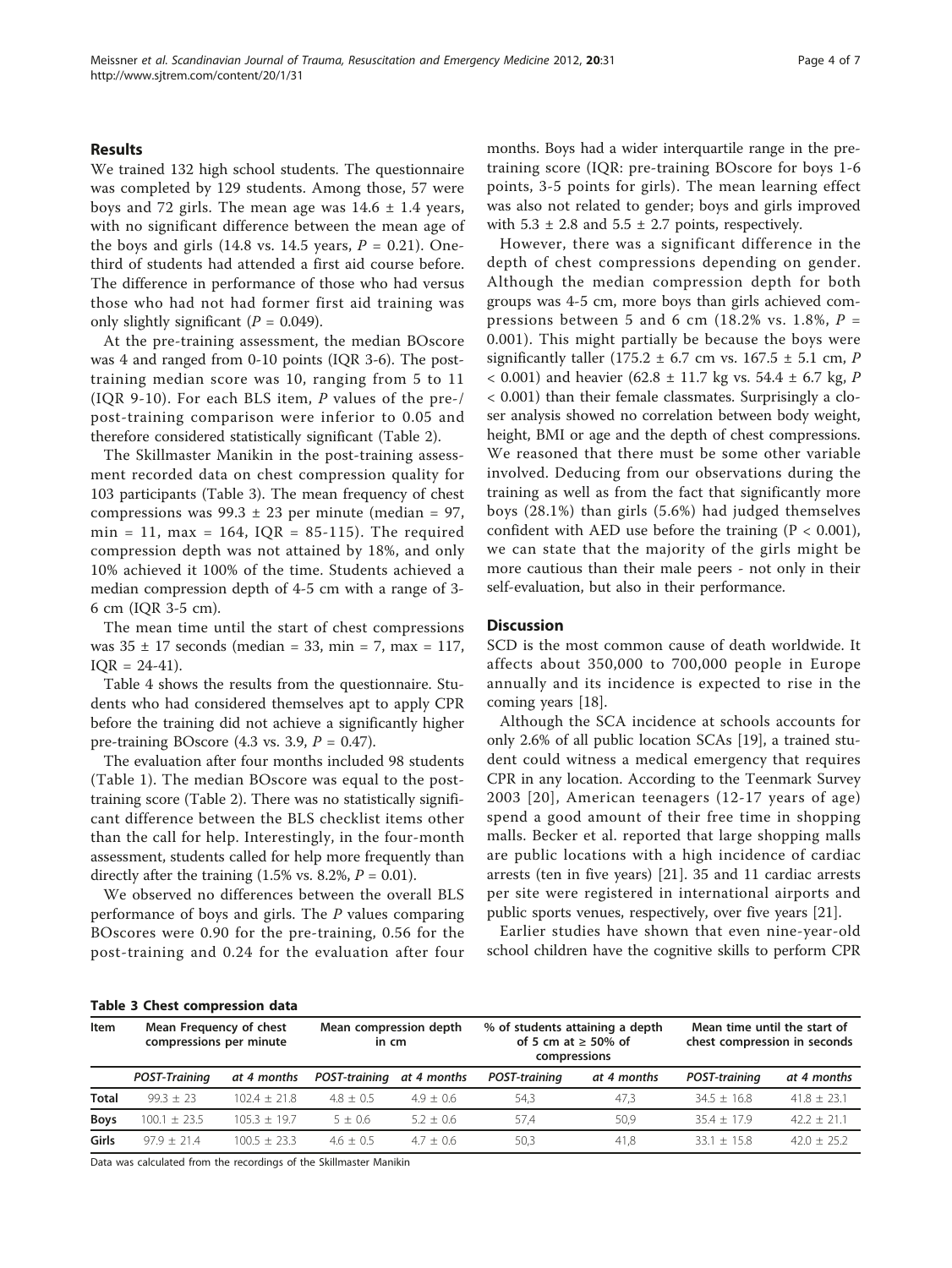## Results

We trained 132 high school students. The questionnaire was completed by 129 students. Among those, 57 were boys and 72 girls. The mean age was 14.6 ± 1.4 years, with no significant difference between the mean age of the boys and girls (14.8 vs. 14.5 years, $P = 0.21$). One-third of students had attended a first aid course before. The difference in performance of those who had versus those who had not had former first aid training was only slightly significant ($P = 0.049$).

At the pre-training assessment, the median BOscore was 4 and ranged from 0-10 points (IQR 3-6). The post-training median score was 10, ranging from 5 to 11 (IQR 9-10). For each BLS item, $P$ values of the pre-/post-training comparison were inferior to 0.05 and therefore considered statistically significant (Table 2).

The Skillmaster Manikin in the post-training assessment recorded data on chest compression quality for 103 participants (Table 3). The mean frequency of chest compressions was 99.3 ± 23 per minute (median = 97, min = 11, max = 164, IQR = 85-115). The required compression depth was not attained by 18%, and only 10% achieved it 100% of the time. Students achieved a median compression depth of 4-5 cm with a range of 3-6 cm (IQR 3-5 cm).

The mean time until the start of chest compressions was 35 ± 17 seconds (median = 33, min = 7, max = 117, IQR = 24-41).

Table 4 shows the results from the questionnaire. Students who had considered themselves apt to apply CPR before the training did not achieve a significantly higher pre-training BOscore (4.3 vs. 3.9, $P = 0.47$).

The evaluation after four months included 98 students (Table 1). The median BOscore was equal to the post-training score (Table 2). There was no statistically significant difference between the BLS checklist items other than the call for help. Interestingly, in the four-month assessment, students called for help more frequently than directly after the training (1.5% vs. 8.2%, $P = 0.01$).

We observed no differences between the overall BLS performance of boys and girls. The $P$ values comparing BOscores were 0.90 for the pre-training, 0.56 for the post-training and 0.24 for the evaluation after four months. Boys had a wider interquartile range in the pre-training score (IQR: pre-training BOscore for boys 1-6 points, 3-5 points for girls). The mean learning effect was also not related to gender; boys and girls improved with 5.3 ± 2.8 and 5.5 ± 2.7 points, respectively.

However, there was a significant difference in the depth of chest compressions depending on gender. Although the median compression depth for both groups was 4-5 cm, more boys than girls achieved compressions between 5 and 6 cm (18.2% vs. 1.8%, $P = 0.001$). This might partially be because the boys were significantly taller (175.2 ± 6.7 cm vs. 167.5 ± 5.1 cm, $P < 0.001$) and heavier (62.8 ± 11.7 kg vs. 54.4 ± 6.7 kg, $P < 0.001$) than their female classmates. Surprisingly a closer analysis showed no correlation between body weight, height, BMI or age and the depth of chest compressions. We reasoned that there must be some other variable involved. Deducing from our observations during the training as well as from the fact that significantly more boys (28.1%) than girls (5.6%) had judged themselves confident with AED use before the training ($P < 0.001$), we can state that the majority of the girls might be more cautious than their male peers - not only in their self-evaluation, but also in their performance.

## Discussion

SCD is the most common cause of death worldwide. It affects about 350,000 to 700,000 people in Europe annually and its incidence is expected to rise in the coming years [18].

Although the SCA incidence at schools accounts for only 2.6% of all public location SCAs [19], a trained student could witness a medical emergency that requires CPR in any location. According to the Teenmark Survey 2003 [20], American teenagers (12-17 years of age) spend a good amount of their free time in shopping malls. Becker et al. reported that large shopping malls are public locations with a high incidence of cardiac arrests (ten in five years) [21]. 35 and 11 cardiac arrests per site were registered in international airports and public sports venues, respectively, over five years [21].

Earlier studies have shown that even nine-year-old school children have the cognitive skills to perform CPR

**Table 3 Chest compression data**

| Item | Mean Frequency of chest compressions per minute | | Mean compression depth in cm | | % of students attaining a depth of 5 cm at ≥ 50% of compressions | | Mean time until the start of chest compression in seconds | |
|---|---|---|---|---|---|---|---|---|
| | *POST-Training* | *at 4 months* | *POST-training* | *at 4 months* | *POST-training* | *at 4 months* | *POST-training* | *at 4 months* |
| **Total** | 99.3 ± 23 | 102.4 ± 21.8 | 4.8 ± 0.5 | 4.9 ± 0.6 | 54,3 | 47,3 | 34.5 ± 16.8 | 41.8 ± 23.1 |
| **Boys** | 100.1 ± 23.5 | 105.3 ± 19.7 | 5 ± 0.6 | 5.2 ± 0.6 | 57,4 | 50,9 | 35.4 ± 17.9 | 42.2 ± 21.1 |
| **Girls** | 97.9 ± 21.4 | 100.5 ± 23.3 | 4.6 ± 0.5 | 4.7 ± 0.6 | 50,3 | 41,8 | 33.1 ± 15.8 | 42.0 ± 25.2 |

Data was calculated from the recordings of the Skillmaster Manikin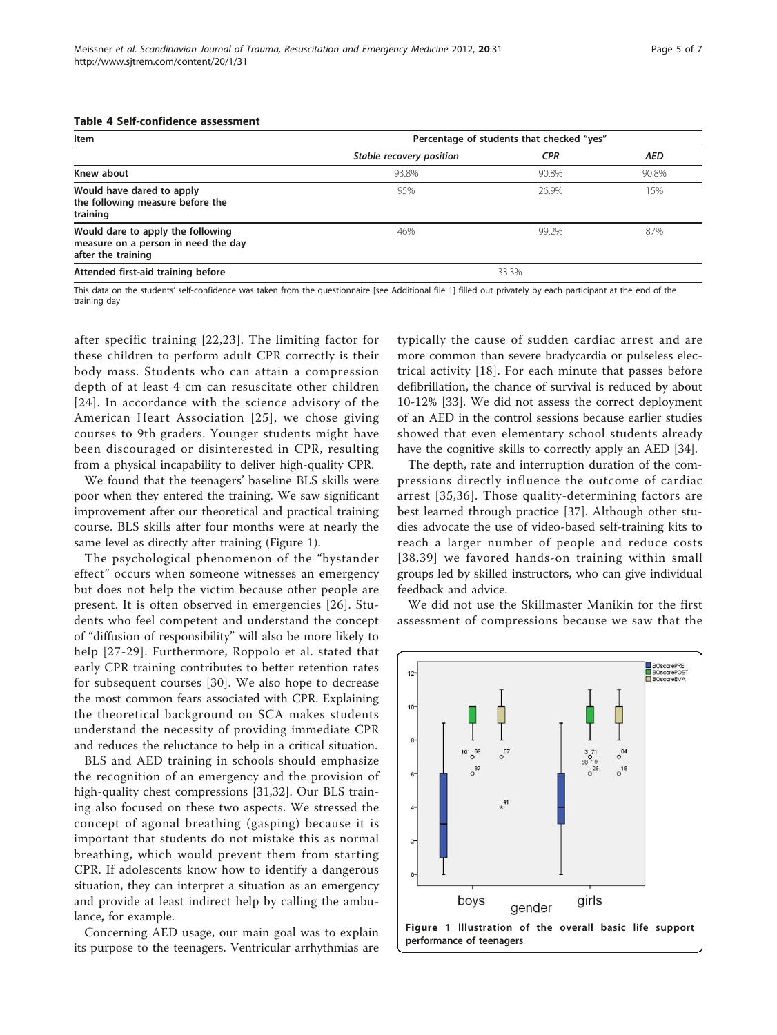**Table 4 Self-confidence assessment**

| Item | Percentage of students that checked "yes" | | |
|---|---|---|---|
| | *Stable recovery position* | *CPR* | *AED* |
| **Knew about** | 93.8% | 90.8% | 90.8% |
| **Would have dared to apply the following measure before the training** | 95% | 26.9% | 15% |
| **Would dare to apply the following measure on a person in need the day after the training** | 46% | 99.2% | 87% |
| **Attended first-aid training before** | 33.3% | | |

This data on the students' self-confidence was taken from the questionnaire [see Additional file 1] filled out privately by each participant at the end of the training day

after specific training [22,23]. The limiting factor for these children to perform adult CPR correctly is their body mass. Students who can attain a compression depth of at least 4 cm can resuscitate other children [24]. In accordance with the science advisory of the American Heart Association [25], we chose giving courses to 9th graders. Younger students might have been discouraged or disinterested in CPR, resulting from a physical incapability to deliver high-quality CPR.

We found that the teenagers' baseline BLS skills were poor when they entered the training. We saw significant improvement after our theoretical and practical training course. BLS skills after four months were at nearly the same level as directly after training (Figure 1).

The psychological phenomenon of the "bystander effect" occurs when someone witnesses an emergency but does not help the victim because other people are present. It is often observed in emergencies [26]. Students who feel competent and understand the concept of "diffusion of responsibility" will also be more likely to help [27-29]. Furthermore, Roppolo et al. stated that early CPR training contributes to better retention rates for subsequent courses [30]. We also hope to decrease the most common fears associated with CPR. Explaining the theoretical background on SCA makes students understand the necessity of providing immediate CPR and reduces the reluctance to help in a critical situation.

BLS and AED training in schools should emphasize the recognition of an emergency and the provision of high-quality chest compressions [31,32]. Our BLS training also focused on these two aspects. We stressed the concept of agonal breathing (gasping) because it is important that students do not mistake this as normal breathing, which would prevent them from starting CPR. If adolescents know how to identify a dangerous situation, they can interpret a situation as an emergency and provide at least indirect help by calling the ambulance, for example.

Concerning AED usage, our main goal was to explain its purpose to the teenagers. Ventricular arrhythmias are typically the cause of sudden cardiac arrest and are more common than severe bradycardia or pulseless electrical activity [18]. For each minute that passes before defibrillation, the chance of survival is reduced by about 10-12% [33]. We did not assess the correct deployment of an AED in the control sessions because earlier studies showed that even elementary school students already have the cognitive skills to correctly apply an AED [34].

The depth, rate and interruption duration of the compressions directly influence the outcome of cardiac arrest [35,36]. Those quality-determining factors are best learned through practice [37]. Although other studies advocate the use of video-based self-training kits to reach a larger number of people and reduce costs [38,39] we favored hands-on training within small groups led by skilled instructors, who can give individual feedback and advice.

We did not use the Skillmaster Manikin for the first assessment of compressions because we saw that the

**Figure 1 Illustration of the overall basic life support performance of teenagers.**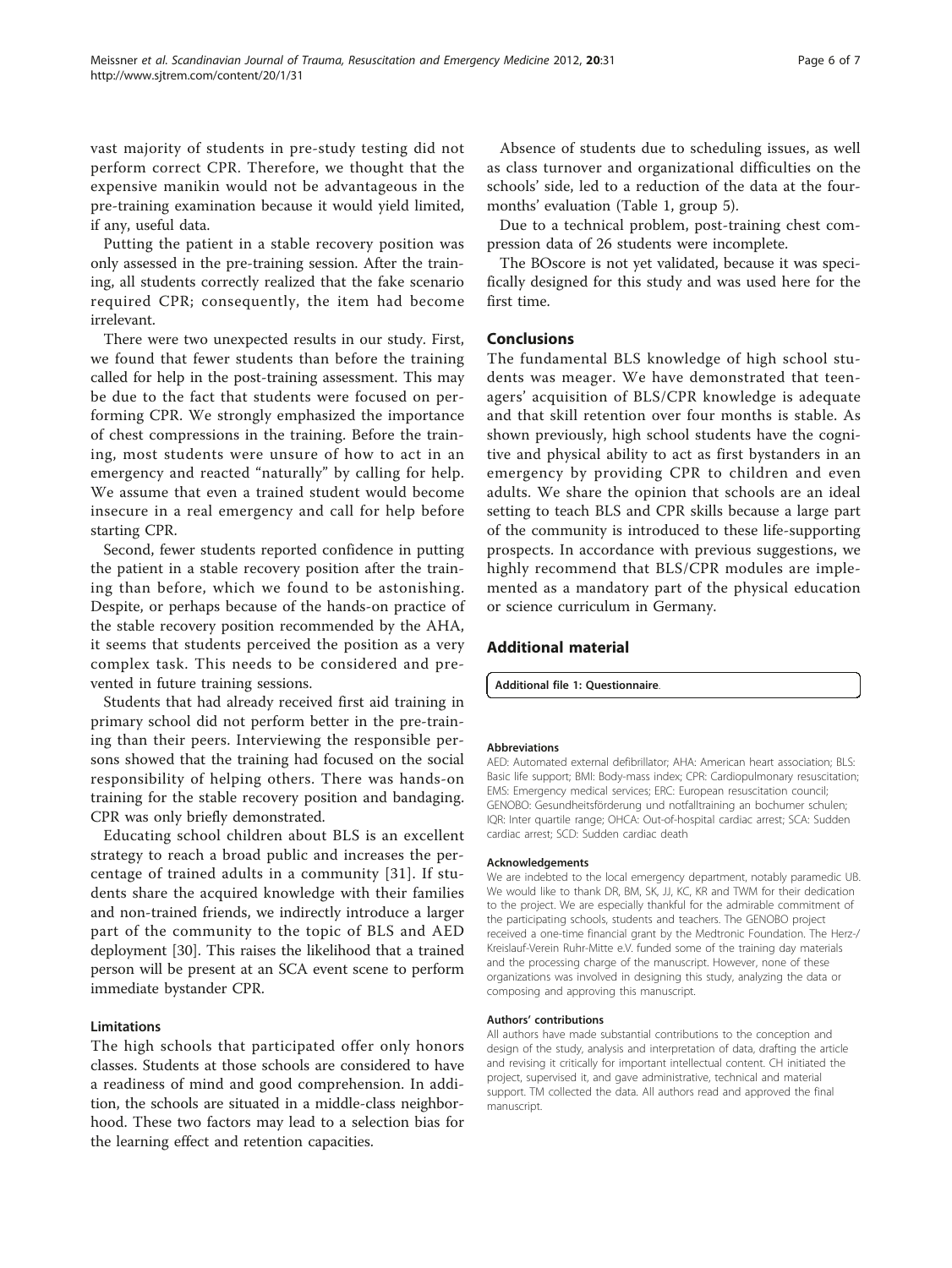vast majority of students in pre-study testing did not perform correct CPR. Therefore, we thought that the expensive manikin would not be advantageous in the pre-training examination because it would yield limited, if any, useful data.

Putting the patient in a stable recovery position was only assessed in the pre-training session. After the training, all students correctly realized that the fake scenario required CPR; consequently, the item had become irrelevant.

There were two unexpected results in our study. First, we found that fewer students than before the training called for help in the post-training assessment. This may be due to the fact that students were focused on performing CPR. We strongly emphasized the importance of chest compressions in the training. Before the training, most students were unsure of how to act in an emergency and reacted "naturally" by calling for help. We assume that even a trained student would become insecure in a real emergency and call for help before starting CPR.

Second, fewer students reported confidence in putting the patient in a stable recovery position after the training than before, which we found to be astonishing. Despite, or perhaps because of the hands-on practice of the stable recovery position recommended by the AHA, it seems that students perceived the position as a very complex task. This needs to be considered and prevented in future training sessions.

Students that had already received first aid training in primary school did not perform better in the pre-training than their peers. Interviewing the responsible persons showed that the training had focused on the social responsibility of helping others. There was hands-on training for the stable recovery position and bandaging. CPR was only briefly demonstrated.

Educating school children about BLS is an excellent strategy to reach a broad public and increases the percentage of trained adults in a community [31]. If students share the acquired knowledge with their families and non-trained friends, we indirectly introduce a larger part of the community to the topic of BLS and AED deployment [30]. This raises the likelihood that a trained person will be present at an SCA event scene to perform immediate bystander CPR.

### Limitations

The high schools that participated offer only honors classes. Students at those schools are considered to have a readiness of mind and good comprehension. In addition, the schools are situated in a middle-class neighborhood. These two factors may lead to a selection bias for the learning effect and retention capacities.

Absence of students due to scheduling issues, as well as class turnover and organizational difficulties on the schools' side, led to a reduction of the data at the four-months' evaluation (Table 1, group 5).

Due to a technical problem, post-training chest compression data of 26 students were incomplete.

The BOscore is not yet validated, because it was specifically designed for this study and was used here for the first time.

## Conclusions

The fundamental BLS knowledge of high school students was meager. We have demonstrated that teenagers' acquisition of BLS/CPR knowledge is adequate and that skill retention over four months is stable. As shown previously, high school students have the cognitive and physical ability to act as first bystanders in an emergency by providing CPR to children and even adults. We share the opinion that schools are an ideal setting to teach BLS and CPR skills because a large part of the community is introduced to these life-supporting prospects. In accordance with previous suggestions, we highly recommend that BLS/CPR modules are implemented as a mandatory part of the physical education or science curriculum in Germany.

## Additional material

**Additional file 1: Questionnaire.**

#### Abbreviations

AED: Automated external defibrillator; AHA: American heart association; BLS: Basic life support; BMI: Body-mass index; CPR: Cardiopulmonary resuscitation; EMS: Emergency medical services; ERC: European resuscitation council; GENOBO: Gesundheitsförderung und notfalltraining an bochumer schulen; IQR: Inter quartile range; OHCA: Out-of-hospital cardiac arrest; SCA: Sudden cardiac arrest; SCD: Sudden cardiac death

#### Acknowledgements

We are indebted to the local emergency department, notably paramedic UB. We would like to thank DR, BM, SK, JJ, KC, KR and TWM for their dedication to the project. We are especially thankful for the admirable commitment of the participating schools, students and teachers. The GENOBO project received a one-time financial grant by the Medtronic Foundation. The Herz-/Kreislauf-Verein Ruhr-Mitte e.V. funded some of the training day materials and the processing charge of the manuscript. However, none of these organizations was involved in designing this study, analyzing the data or composing and approving this manuscript.

#### Authors' contributions

All authors have made substantial contributions to the conception and design of the study, analysis and interpretation of data, drafting the article and revising it critically for important intellectual content. CH initiated the project, supervised it, and gave administrative, technical and material support. TM collected the data. All authors read and approved the final manuscript.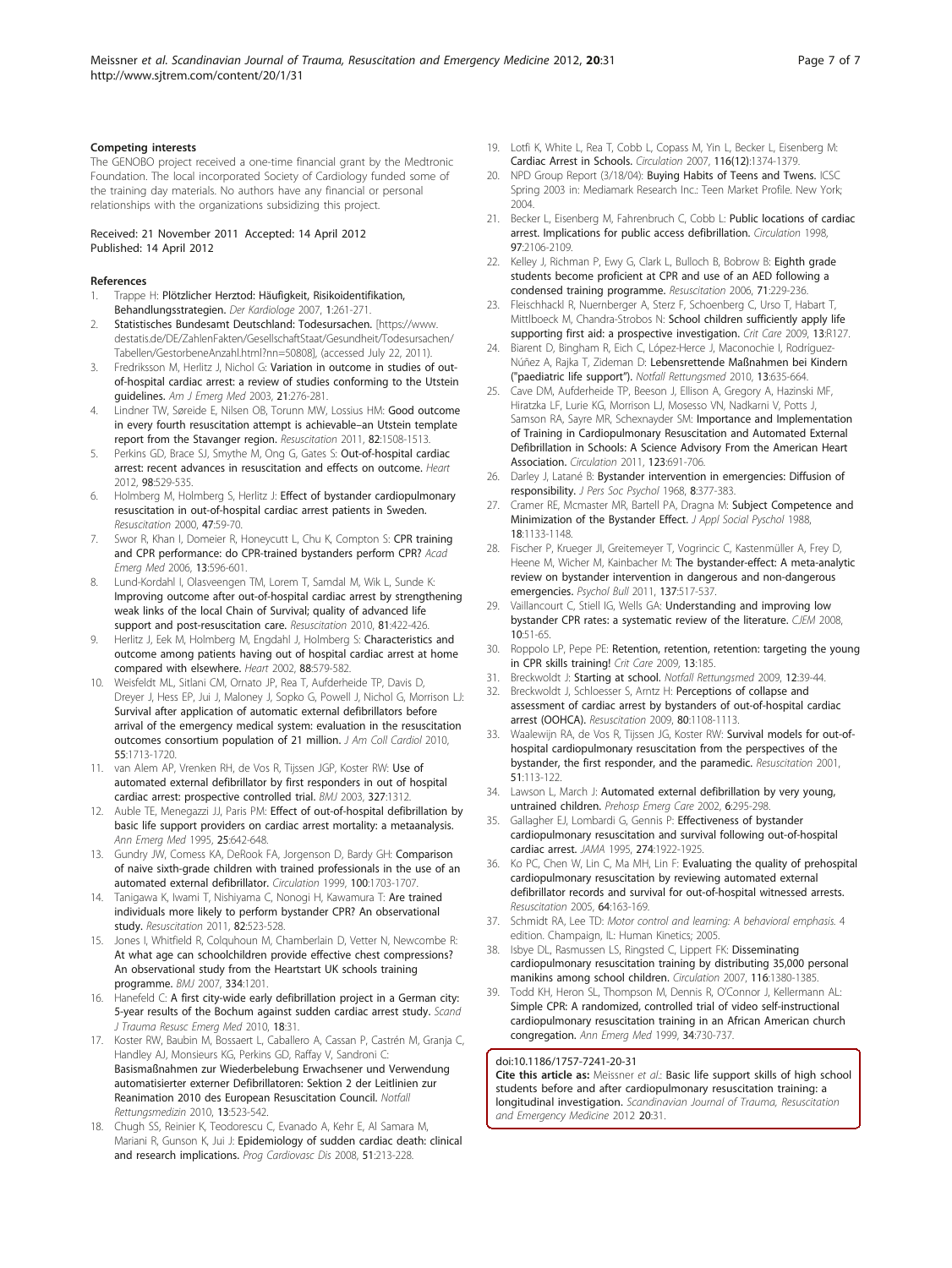### Competing interests

The GENOBO project received a one-time financial grant by the Medtronic Foundation. The local incorporated Society of Cardiology funded some of the training day materials. No authors have any financial or personal relationships with the organizations subsidizing this project.

Received: 21 November 2011 Accepted: 14 April 2012
Published: 14 April 2012

### References

1. Trappe H: **Plötzlicher Herztod: Häufigkeit, Risikoidentifikation, Behandlungsstrategien.** *Der Kardiologe* 2007, 1:261-271.
2. Statistisches Bundesamt Deutschland: **Todesursachen.** [https://www.destatis.de/DE/ZahlenFakten/GesellschaftStaat/Gesundheit/Todesursachen/Tabellen/GestorbeneAnzahl.html?nn=50808], (accessed July 22, 2011).
3. Fredriksson M, Herlitz J, Nichol G: **Variation in outcome in studies of out-of-hospital cardiac arrest: a review of studies conforming to the Utstein guidelines.** *Am J Emerg Med* 2003, 21:276-281.
4. Lindner TW, Søreide E, Nilsen OB, Torunn MW, Lossius HM: **Good outcome in every fourth resuscitation attempt is achievable–an Utstein template report from the Stavanger region.** *Resuscitation* 2011, 82:1508-1513.
5. Perkins GD, Brace SJ, Smythe M, Ong G, Gates S: **Out-of-hospital cardiac arrest: recent advances in resuscitation and effects on outcome.** *Heart* 2012, 98:529-535.
6. Holmberg M, Holmberg S, Herlitz J: **Effect of bystander cardiopulmonary resuscitation in out-of-hospital cardiac arrest patients in Sweden.** *Resuscitation* 2000, 47:59-70.
7. Swor R, Khan I, Domeier R, Honeycutt L, Chu K, Compton S: **CPR training and CPR performance: do CPR-trained bystanders perform CPR?** *Acad Emerg Med* 2006, 13:596-601.
8. Lund-Kordahl I, Olasveengen TM, Lorem T, Samdal M, Wik L, Sunde K: **Improving outcome after out-of-hospital cardiac arrest by strengthening weak links of the local Chain of Survival; quality of advanced life support and post-resuscitation care.** *Resuscitation* 2010, 81:422-426.
9. Herlitz J, Eek M, Holmberg M, Engdahl J, Holmberg S: **Characteristics and outcome among patients having out of hospital cardiac arrest at home compared with elsewhere.** *Heart* 2002, 88:579-582.
10. Weisfeldt ML, Sitlani CM, Ornato JP, Rea T, Aufderheide TP, Davis D, Dreyer J, Hess EP, Jui J, Maloney J, Sopko G, Powell J, Nichol G, Morrison LJ: **Survival after application of automatic external defibrillators before arrival of the emergency medical system: evaluation in the resuscitation outcomes consortium population of 21 million.** *J Am Coll Cardiol* 2010, 55:1713-1720.
11. van Alem AP, Vrenken RH, de Vos R, Tijssen JGP, Koster RW: **Use of automated external defibrillator by first responders in out of hospital cardiac arrest: prospective controlled trial.** *BMJ* 2003, 327:1312.
12. Auble TE, Menegazzi JJ, Paris PM: **Effect of out-of-hospital defibrillation by basic life support providers on cardiac arrest mortality: a metaanalysis.** *Ann Emerg Med* 1995, 25:642-648.
13. Gundry JW, Comess KA, DeRook FA, Jorgenson D, Bardy GH: **Comparison of naive sixth-grade children with trained professionals in the use of an automated external defibrillator.** *Circulation* 1999, 100:1703-1707.
14. Tanigawa K, Iwami T, Nishiyama C, Nonogi H, Kawamura T: **Are trained individuals more likely to perform bystander CPR? An observational study.** *Resuscitation* 2011, 82:523-528.
15. Jones I, Whitfield R, Colquhoun M, Chamberlain D, Vetter N, Newcombe R: **At what age can schoolchildren provide effective chest compressions? An observational study from the Heartstart UK schools training programme.** *BMJ* 2007, 334:1201.
16. Hanefeld C: **A first city-wide early defibrillation project in a German city: 5-year results of the Bochum against sudden cardiac arrest study.** *Scand J Trauma Resusc Emerg Med* 2010, 18:31.
17. Koster RW, Baubin M, Bossaert L, Caballero A, Cassan P, Castrén M, Granja C, Handley AJ, Monsieurs KG, Perkins GD, Raffay V, Sandroni C: **Basismaßnahmen zur Wiederbelebung Erwachsener und Verwendung automatisierter externer Defibrillatoren: Sektion 2 der Leitlinien zur Reanimation 2010 des European Resuscitation Council.** *Notfall Rettungsmedizin* 2010, 13:523-542.
18. Chugh SS, Reinier K, Teodorescu C, Evanado A, Kehr E, Al Samara M, Mariani R, Gunson K, Jui J: **Epidemiology of sudden cardiac death: clinical and research implications.** *Prog Cardiovasc Dis* 2008, 51:213-228.
19. Lotfi K, White L, Rea T, Cobb L, Copass M, Yin L, Becker L, Eisenberg M: **Cardiac Arrest in Schools.** *Circulation* 2007, 116(12):1374-1379.
20. NPD Group Report (3/18/04): **Buying Habits of Teens and Twens.** ICSC Spring 2003 in: Mediamark Research Inc.: Teen Market Profile. New York; 2004.
21. Becker L, Eisenberg M, Fahrenbruch C, Cobb L: **Public locations of cardiac arrest. Implications for public access defibrillation.** *Circulation* 1998, 97:2106-2109.
22. Kelley J, Richman P, Ewy G, Clark L, Bulloch B, Bobrow B: **Eighth grade students become proficient at CPR and use of an AED following a condensed training programme.** *Resuscitation* 2006, 71:229-236.
23. Fleischhackl R, Nuernberger A, Sterz F, Schoenberg C, Urso T, Habart T, Mittlboeck M, Chandra-Strobos N: **School children sufficiently apply life supporting first aid: a prospective investigation.** *Crit Care* 2009, 13:R127.
24. Biarent D, Bingham R, Eich C, López-Herce J, Maconochie I, Rodríguez-Núñez A, Rajka T, Zideman D: **Lebensrettende Maßnahmen bei Kindern ("paediatric life support").** *Notfall Rettungsmed* 2010, 13:635-664.
25. Cave DM, Aufderheide TP, Beeson J, Ellison A, Gregory A, Hazinski MF, Hiratzka LF, Lurie KG, Morrison LJ, Mosesso VN, Nadkarni V, Potts J, Samson RA, Sayre MR, Schexnayder SM: **Importance and Implementation of Training in Cardiopulmonary Resuscitation and Automated External Defibrillation in Schools: A Science Advisory From the American Heart Association.** *Circulation* 2011, 123:691-706.
26. Darley J, Latané B: **Bystander intervention in emergencies: Diffusion of responsibility.** *J Pers Soc Psychol* 1968, 8:377-383.
27. Cramer RE, Mcmaster MR, Bartell PA, Dragna M: **Subject Competence and Minimization of the Bystander Effect.** *J Appl Social Pyschol* 1988, 18:1133-1148.
28. Fischer P, Krueger JI, Greitemeyer T, Vogrincic C, Kastenmüller A, Frey D, Heene M, Wicher M, Kainbacher M: **The bystander-effect: A meta-analytic review on bystander intervention in dangerous and non-dangerous emergencies.** *Psychol Bull* 2011, 137:517-537.
29. Vaillancourt C, Stiell IG, Wells GA: **Understanding and improving low bystander CPR rates: a systematic review of the literature.** *CJEM* 2008, 10:51-65.
30. Roppolo LP, Pepe PE: **Retention, retention, retention: targeting the young in CPR skills training!** *Crit Care* 2009, 13:185.
31. Breckwoldt J: **Starting at school.** *Notfall Rettungsmed* 2009, 12:39-44.
32. Breckwoldt J, Schloesser S, Arntz H: **Perceptions of collapse and assessment of cardiac arrest by bystanders of out-of-hospital cardiac arrest (OOHCA).** *Resuscitation* 2009, 80:1108-1113.
33. Waalewijn RA, de Vos R, Tijssen JG, Koster RW: **Survival models for out-of-hospital cardiopulmonary resuscitation from the perspectives of the bystander, the first responder, and the paramedic.** *Resuscitation* 2001, 51:113-122.
34. Lawson L, March J: **Automated external defibrillation by very young, untrained children.** *Prehosp Emerg Care* 2002, 6:295-298.
35. Gallagher EJ, Lombardi G, Gennis P: **Effectiveness of bystander cardiopulmonary resuscitation and survival following out-of-hospital cardiac arrest.** *JAMA* 1995, 274:1922-1925.
36. Ko PC, Chen W, Lin C, Ma MH, Lin F: **Evaluating the quality of prehospital cardiopulmonary resuscitation by reviewing automated external defibrillator records and survival for out-of-hospital witnessed arrests.** *Resuscitation* 2005, 64:163-169.
37. Schmidt RA, Lee TD: *Motor control and learning: A behavioral emphasis.* 4 edition. Champaign, IL: Human Kinetics; 2005.
38. Isbye DL, Rasmussen LS, Ringsted C, Lippert FK: **Disseminating cardiopulmonary resuscitation training by distributing 35,000 personal manikins among school children.** *Circulation* 2007, 116:1380-1385.
39. Todd KH, Heron SL, Thompson M, Dennis R, O'Connor J, Kellermann AL: **Simple CPR: A randomized, controlled trial of video self-instructional cardiopulmonary resuscitation training in an African American church congregation.** *Ann Emerg Med* 1999, 34:730-737.

doi:10.1186/1757-7241-20-31

**Cite this article as:** Meissner *et al.*: Basic life support skills of high school students before and after cardiopulmonary resuscitation training: a longitudinal investigation. *Scandinavian Journal of Trauma, Resuscitation and Emergency Medicine* 2012 20:31.